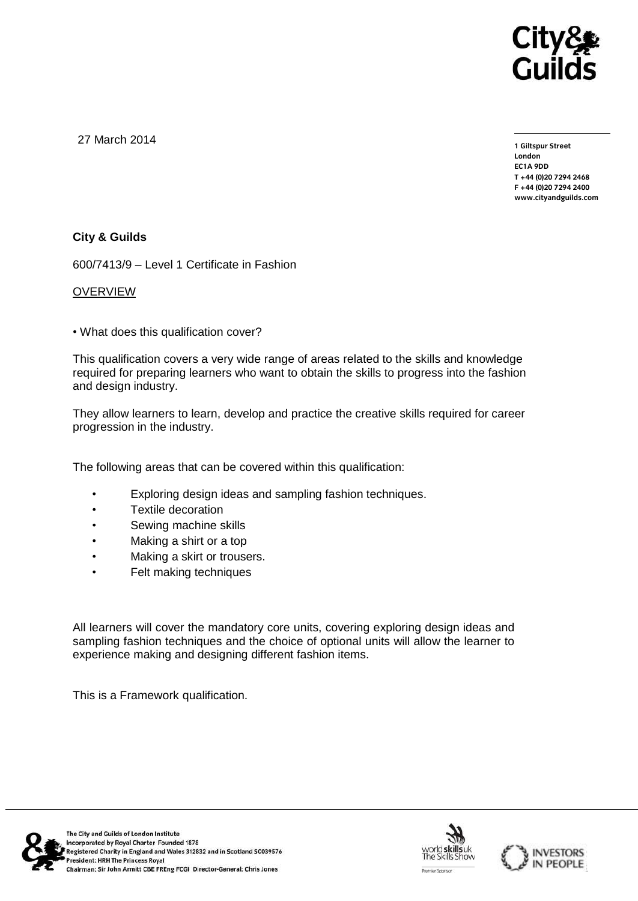27 March 2014

1 Giltspur Street
London
EC1A 9DD
T +44 (0)20 7294 2468
F +44 (0)20 7294 2400
www.cityandguilds.com

**City & Guilds**

600/7413/9 – Level 1 Certificate in Fashion

OVERVIEW

• What does this qualification cover?

This qualification covers a very wide range of areas related to the skills and knowledge required for preparing learners who want to obtain the skills to progress into the fashion and design industry.

They allow learners to learn, develop and practice the creative skills required for career progression in the industry.

The following areas that can be covered within this qualification:

- Exploring design ideas and sampling fashion techniques.
- Textile decoration
- Sewing machine skills
- Making a shirt or a top
- Making a skirt or trousers.
- Felt making techniques

All learners will cover the mandatory core units, covering exploring design ideas and sampling fashion techniques and the choice of optional units will allow the learner to experience making and designing different fashion items.

This is a Framework qualification.

The City and Guilds of London Institute
Incorporated by Royal Charter Founded 1878
Registered Charity in England and Wales 312832 and in Scotland SC039576
President: HRH The Princess Royal
Chairman: Sir John Armitt CBE FREng FCGI Director-General: Chris Jones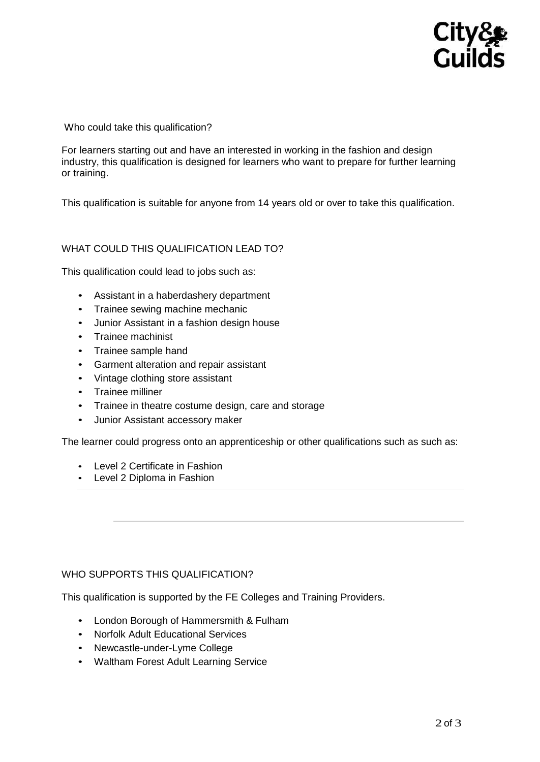## Who could take this qualification?

For learners starting out and have an interested in working in the fashion and design industry, this qualification is designed for learners who want to prepare for further learning or training.

This qualification is suitable for anyone from 14 years old or over to take this qualification.

## WHAT COULD THIS QUALIFICATION LEAD TO?

This qualification could lead to jobs such as:

- Assistant in a haberdashery department
- Trainee sewing machine mechanic
- Junior Assistant in a fashion design house
- Trainee machinist
- Trainee sample hand
- Garment alteration and repair assistant
- Vintage clothing store assistant
- Trainee milliner
- Trainee in theatre costume design, care and storage
- Junior Assistant accessory maker

The learner could progress onto an apprenticeship or other qualifications such as such as:

- Level 2 Certificate in Fashion
- Level 2 Diploma in Fashion

## WHO SUPPORTS THIS QUALIFICATION?

This qualification is supported by the FE Colleges and Training Providers.

- London Borough of Hammersmith & Fulham
- Norfolk Adult Educational Services
- Newcastle-under-Lyme College
- Waltham Forest Adult Learning Service